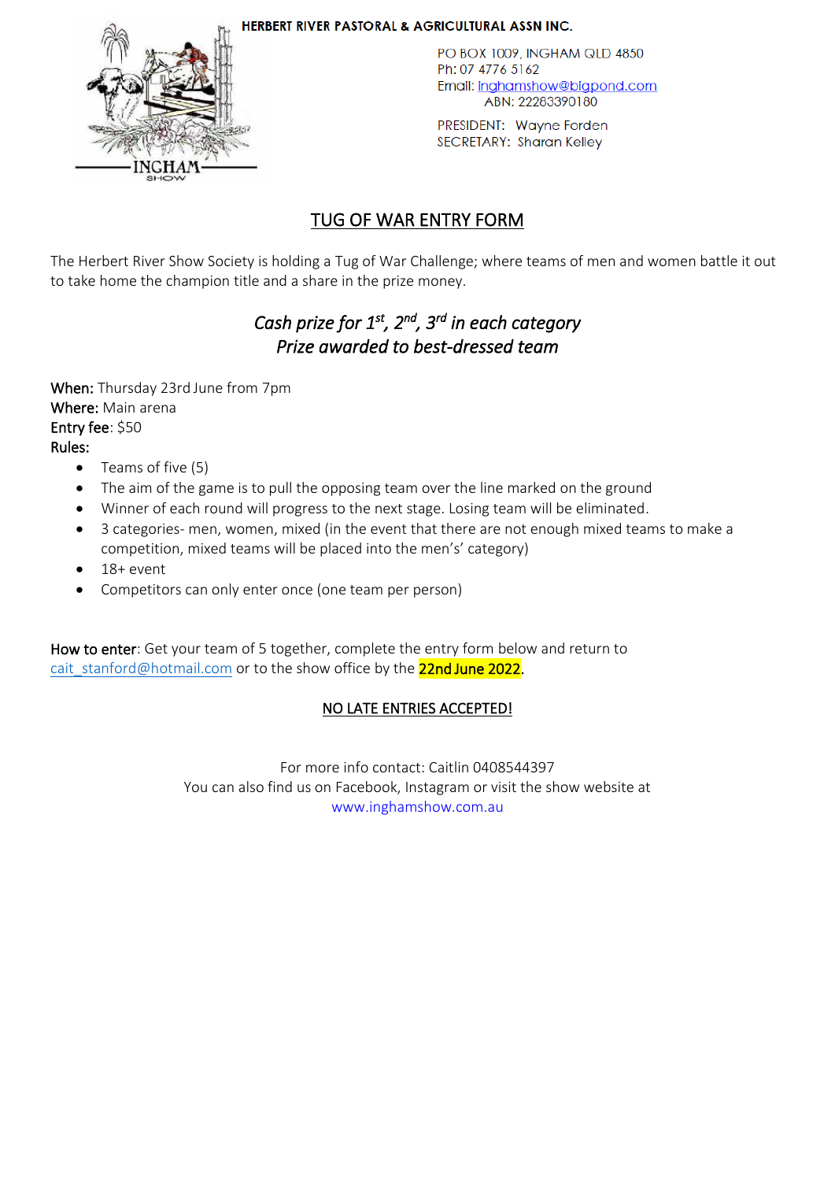**HERBERT RIVER PASTORAL & AGRICULTURAL ASSN INC.**

PO BOX 1009, INGHAM QLD 4850
Ph: 07 4776 5162
Email: inghamshow@bigpond.com
ABN: 22283390180

PRESIDENT: Wayne Forden
SECRETARY: Sharan Kelley

# TUG OF WAR ENTRY FORM

The Herbert River Show Society is holding a Tug of War Challenge; where teams of men and women battle it out to take home the champion title and a share in the prize money.

*Cash prize for 1st, 2nd, 3rd in each category*
*Prize awarded to best-dressed team*

**When:** Thursday 23rd June from 7pm
**Where:** Main arena
**Entry fee**: $50
**Rules:**

- Teams of five (5)
- The aim of the game is to pull the opposing team over the line marked on the ground
- Winner of each round will progress to the next stage. Losing team will be eliminated.
- 3 categories- men, women, mixed (in the event that there are not enough mixed teams to make a competition, mixed teams will be placed into the men's' category)
- 18+ event
- Competitors can only enter once (one team per person)

**How to enter**: Get your team of 5 together, complete the entry form below and return to cait_stanford@hotmail.com or to the show office by the **22nd June 2022**.

NO LATE ENTRIES ACCEPTED!

For more info contact: Caitlin 0408544397
You can also find us on Facebook, Instagram or visit the show website at
www.inghamshow.com.au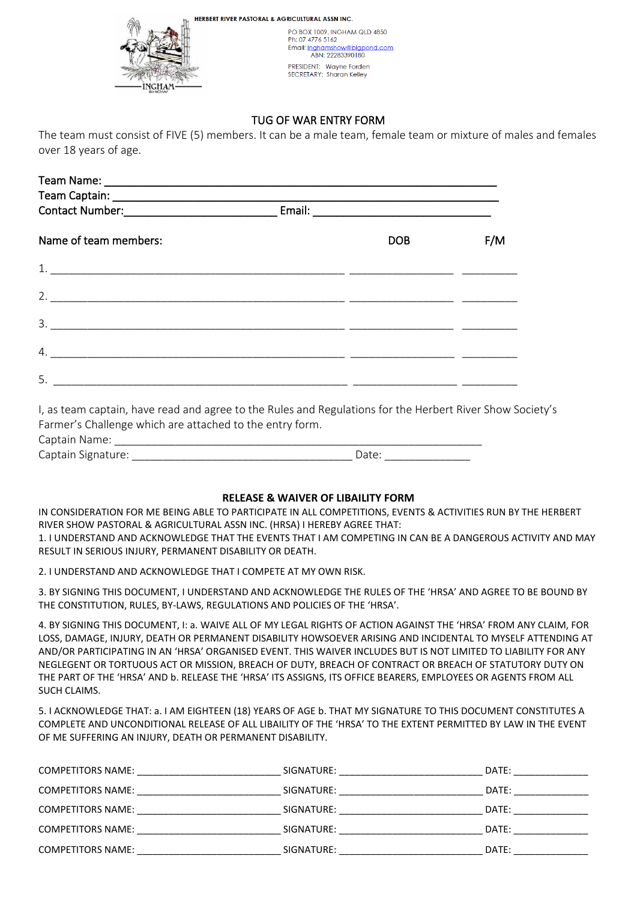HERBERT RIVER PASTORAL & AGRICULTURAL ASSN INC.

PO BOX 1009, INGHAM QLD 4850
Ph: 07 4776 5162
Email: inghamshow@bigpond.com
ABN: 22283390180

PRESIDENT: Wayne Forden
SECRETARY: Sharon Kelley

## TUG OF WAR ENTRY FORM

The team must consist of FIVE (5) members. It can be a male team, female team or mixture of males and females over 18 years of age.

Team Name: ______________________________________________

Team Captain: ______________________________________________

Contact Number: ______________________ Email: ________________________

| Name of team members: | DOB | F/M |
|---|---|---|
| 1. ______________________ | ______________ | ________ |
| 2. ______________________ | ______________ | ________ |
| 3. ______________________ | ______________ | ________ |
| 4. ______________________ | ______________ | ________ |
| 5. ______________________ | ______________ | ________ |

I, as team captain, have read and agree to the Rules and Regulations for the Herbert River Show Society's Farmer's Challenge which are attached to the entry form.

Captain Name: ______________________________________________

Captain Signature: ______________________________ Date: ______________

## RELEASE & WAIVER OF LIBAILITY FORM

IN CONSIDERATION FOR ME BEING ABLE TO PARTICIPATE IN ALL COMPETITIONS, EVENTS & ACTIVITIES RUN BY THE HERBERT RIVER SHOW PASTORAL & AGRICULTURAL ASSN INC. (HRSA) I HEREBY AGREE THAT:

1. I UNDERSTAND AND ACKNOWLEDGE THAT THE EVENTS THAT I AM COMPETING IN CAN BE A DANGEROUS ACTIVITY AND MAY RESULT IN SERIOUS INJURY, PERMANENT DISABILITY OR DEATH.

2. I UNDERSTAND AND ACKNOWLEDGE THAT I COMPETE AT MY OWN RISK.

3. BY SIGNING THIS DOCUMENT, I UNDERSTAND AND ACKNOWLEDGE THE RULES OF THE 'HRSA' AND AGREE TO BE BOUND BY THE CONSTITUTION, RULES, BY-LAWS, REGULATIONS AND POLICIES OF THE 'HRSA'.

4. BY SIGNING THIS DOCUMENT, I: a. WAIVE ALL OF MY LEGAL RIGHTS OF ACTION AGAINST THE 'HRSA' FROM ANY CLAIM, FOR LOSS, DAMAGE, INJURY, DEATH OR PERMANENT DISABILITY HOWSOEVER ARISING AND INCIDENTAL TO MYSELF ATTENDING AT AND/OR PARTICIPATING IN AN 'HRSA' ORGANISED EVENT. THIS WAIVER INCLUDES BUT IS NOT LIMITED TO LIABILITY FOR ANY NEGLEGENT OR TORTUOUS ACT OR MISSION, BREACH OF DUTY, BREACH OF CONTRACT OR BREACH OF STATUTORY DUTY ON THE PART OF THE 'HRSA' AND b. RELEASE THE 'HRSA' ITS ASSIGNS, ITS OFFICE BEARERS, EMPLOYEES OR AGENTS FROM ALL SUCH CLAIMS.

5. I ACKNOWLEDGE THAT: a. I AM EIGHTEEN (18) YEARS OF AGE b. THAT MY SIGNATURE TO THIS DOCUMENT CONSTITUTES A COMPLETE AND UNCONDITIONAL RELEASE OF ALL LIBAILITY OF THE 'HRSA' TO THE EXTENT PERMITTED BY LAW IN THE EVENT OF ME SUFFERING AN INJURY, DEATH OR PERMANENT DISABILITY.

COMPETITORS NAME: ____________________ SIGNATURE: ____________________ DATE: ____________

COMPETITORS NAME: ____________________ SIGNATURE: ____________________ DATE: ____________

COMPETITORS NAME: ____________________ SIGNATURE: ____________________ DATE: ____________

COMPETITORS NAME: ____________________ SIGNATURE: ____________________ DATE: ____________

COMPETITORS NAME: ____________________ SIGNATURE: ____________________ DATE: ____________